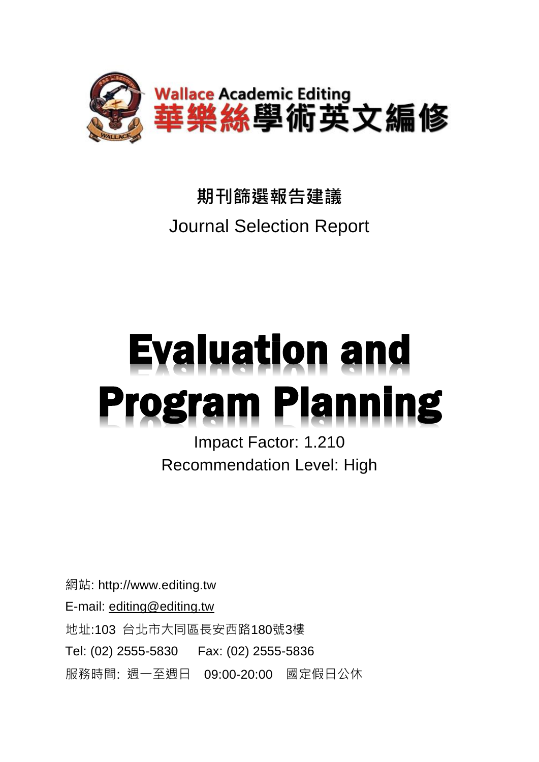Wallace Academic Editing
華樂絲學術英文編修

**期刊篩選報告建議**

Journal Selection Report

# Evaluation and Program Planning

Impact Factor: 1.210

Recommendation Level: High

網站: http://www.editing.tw

E-mail: editing@editing.tw

地址:103 台北市大同區長安西路180號3樓

Tel: (02) 2555-5830 Fax: (02) 2555-5836

服務時間: 週一至週日 09:00-20:00 國定假日公休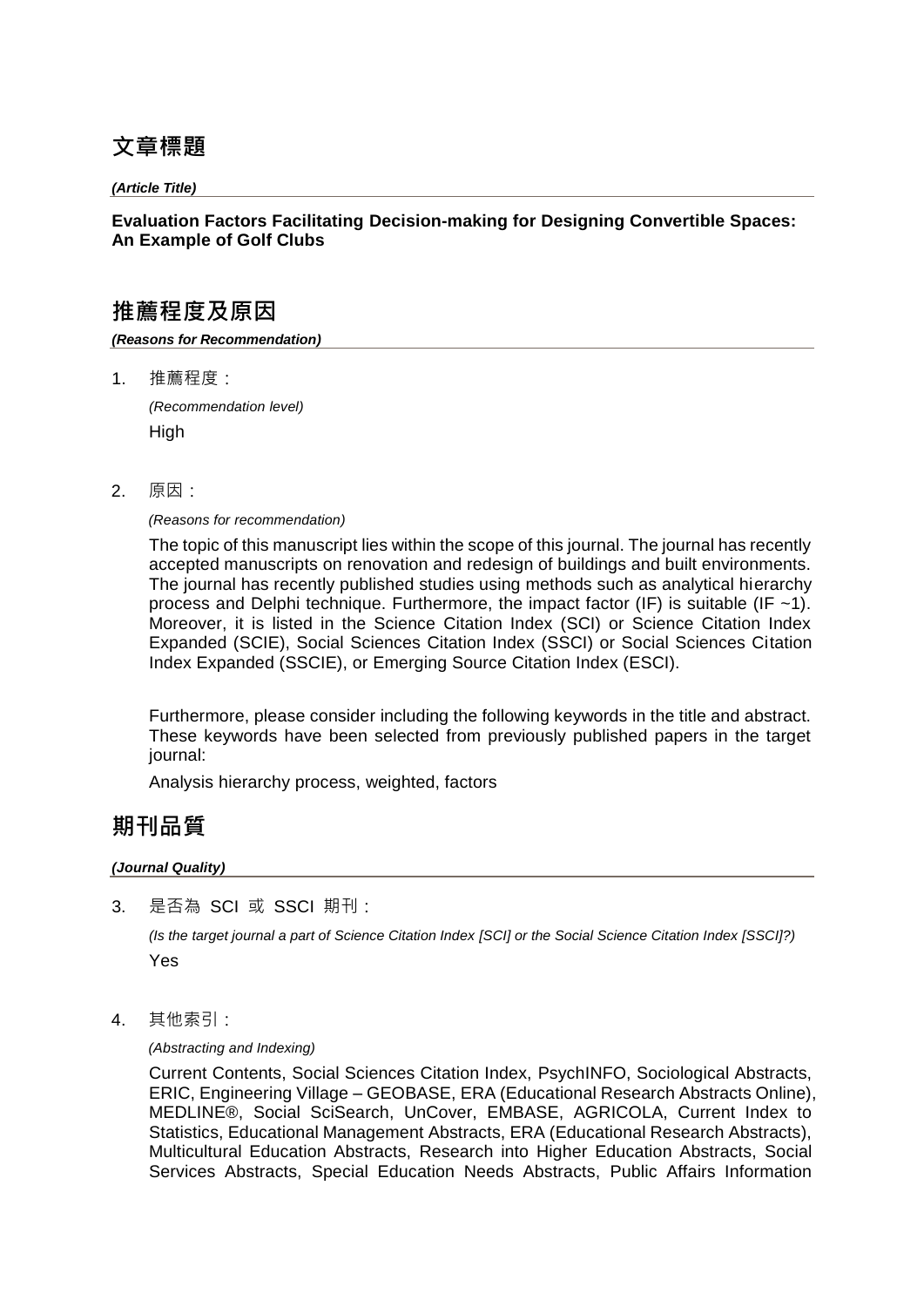# 文章標題

***(Article Title)***

**Evaluation Factors Facilitating Decision-making for Designing Convertible Spaces: An Example of Golf Clubs**

# 推薦程度及原因

***(Reasons for Recommendation)***

1. 推薦程度：

   *(Recommendation level)*

   High

2. 原因：

   *(Reasons for recommendation)*

   The topic of this manuscript lies within the scope of this journal. The journal has recently accepted manuscripts on renovation and redesign of buildings and built environments. The journal has recently published studies using methods such as analytical hierarchy process and Delphi technique. Furthermore, the impact factor (IF) is suitable (IF ~1). Moreover, it is listed in the Science Citation Index (SCI) or Science Citation Index Expanded (SCIE), Social Sciences Citation Index (SSCI) or Social Sciences Citation Index Expanded (SSCIE), or Emerging Source Citation Index (ESCI).

   Furthermore, please consider including the following keywords in the title and abstract. These keywords have been selected from previously published papers in the target journal:

   Analysis hierarchy process, weighted, factors

# 期刊品質

***(Journal Quality)***

3. 是否為 SCI 或 SSCI 期刊：

   *(Is the target journal a part of Science Citation Index [SCI] or the Social Science Citation Index [SSCI]?)*

   Yes

4. 其他索引：

   *(Abstracting and Indexing)*

   Current Contents, Social Sciences Citation Index, PsychINFO, Sociological Abstracts, ERIC, Engineering Village – GEOBASE, ERA (Educational Research Abstracts Online), MEDLINE®, Social SciSearch, UnCover, EMBASE, AGRICOLA, Current Index to Statistics, Educational Management Abstracts, ERA (Educational Research Abstracts), Multicultural Education Abstracts, Research into Higher Education Abstracts, Social Services Abstracts, Special Education Needs Abstracts, Public Affairs Information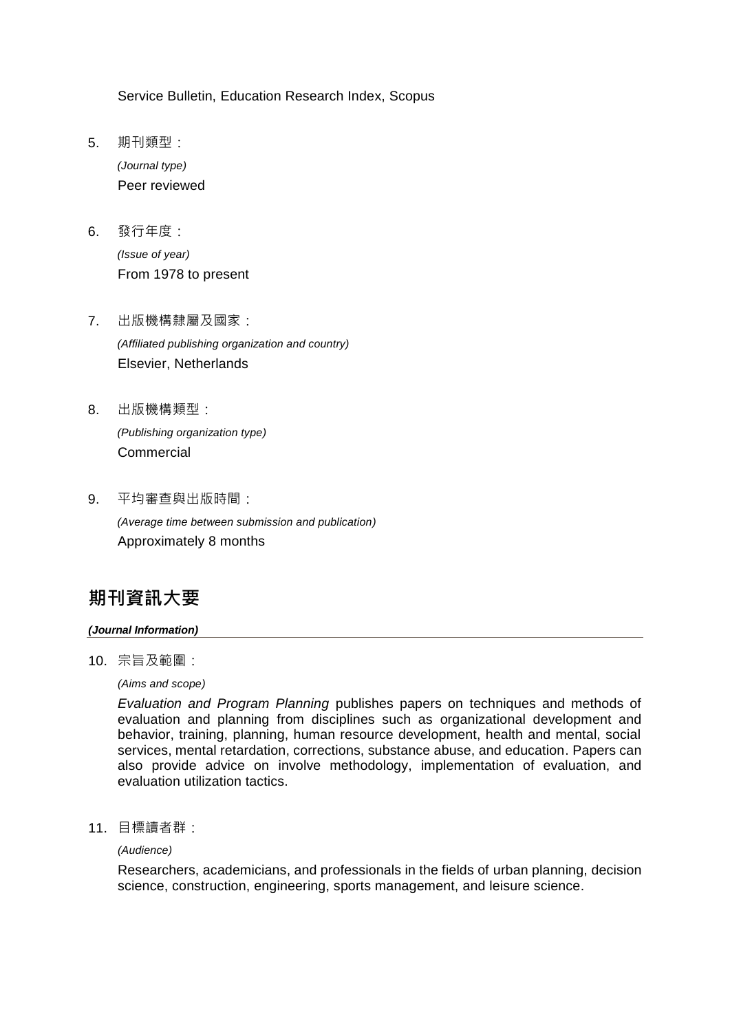Service Bulletin, Education Research Index, Scopus

5. 期刊類型：

   *(Journal type)*

   Peer reviewed

6. 發行年度：

   *(Issue of year)*

   From 1978 to present

7. 出版機構隸屬及國家：

   *(Affiliated publishing organization and country)*

   Elsevier, Netherlands

8. 出版機構類型：

   *(Publishing organization type)*

   Commercial

9. 平均審查與出版時間：

   *(Average time between submission and publication)*

   Approximately 8 months

## 期刊資訊大要

***(Journal Information)***

10. 宗旨及範圍：

    *(Aims and scope)*

    *Evaluation and Program Planning* publishes papers on techniques and methods of evaluation and planning from disciplines such as organizational development and behavior, training, planning, human resource development, health and mental, social services, mental retardation, corrections, substance abuse, and education. Papers can also provide advice on involve methodology, implementation of evaluation, and evaluation utilization tactics.

11. 目標讀者群：

    *(Audience)*

    Researchers, academicians, and professionals in the fields of urban planning, decision science, construction, engineering, sports management, and leisure science.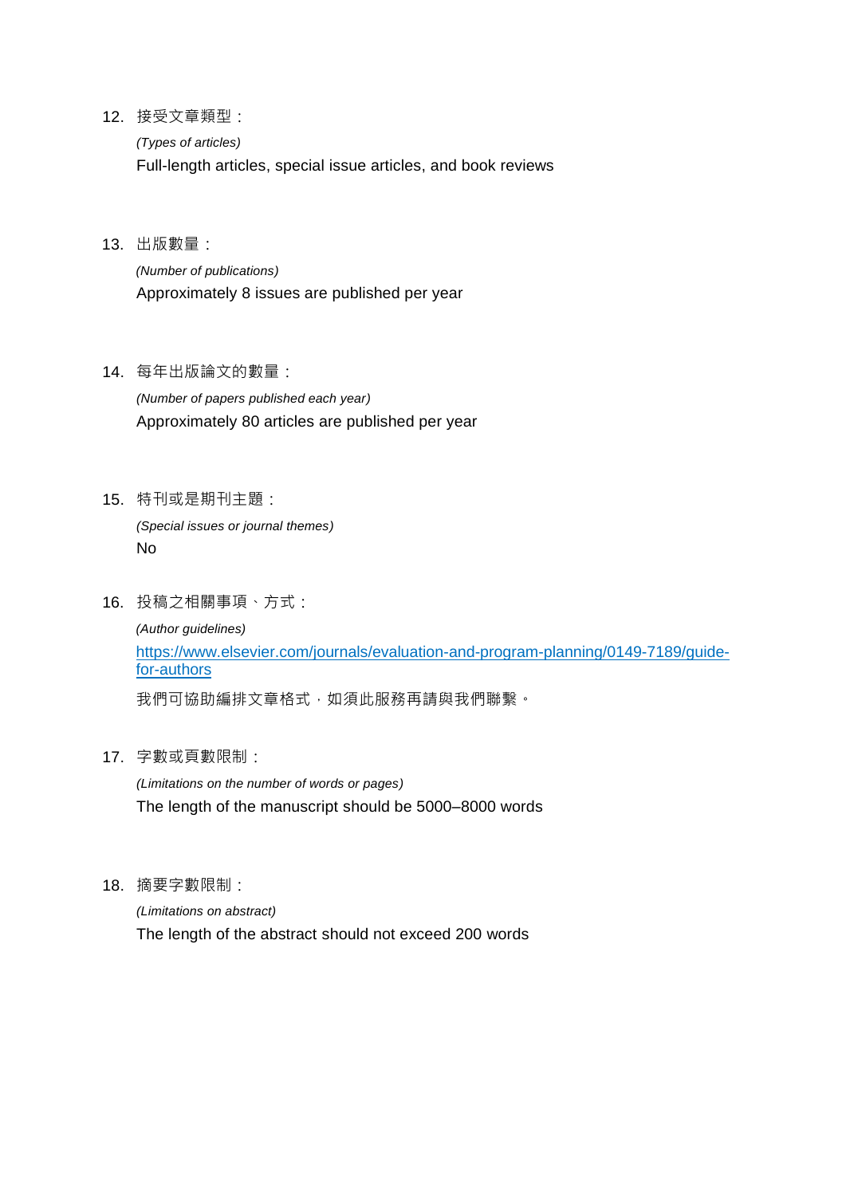12. 接受文章類型：

    *(Types of articles)*

    Full-length articles, special issue articles, and book reviews

13. 出版數量：

    *(Number of publications)*

    Approximately 8 issues are published per year

14. 每年出版論文的數量：

    *(Number of papers published each year)*

    Approximately 80 articles are published per year

15. 特刊或是期刊主題：

    *(Special issues or journal themes)*

    No

16. 投稿之相關事項、方式：

    *(Author guidelines)*

    https://www.elsevier.com/journals/evaluation-and-program-planning/0149-7189/guide-for-authors

    我們可協助編排文章格式，如須此服務再請與我們聯繫。

17. 字數或頁數限制：

    *(Limitations on the number of words or pages)*

    The length of the manuscript should be 5000–8000 words

18. 摘要字數限制：

    *(Limitations on abstract)*

    The length of the abstract should not exceed 200 words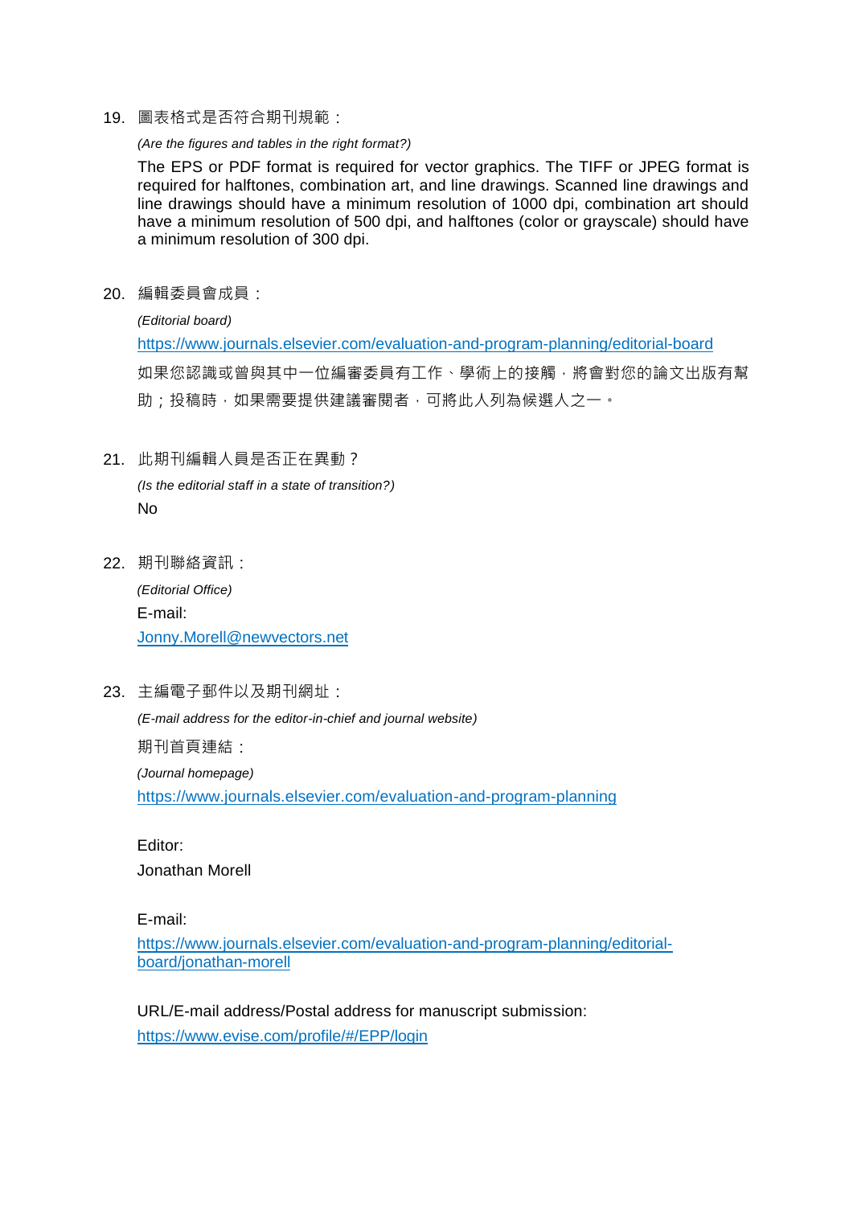19. 圖表格式是否符合期刊規範：

    *(Are the figures and tables in the right format?)*

    The EPS or PDF format is required for vector graphics. The TIFF or JPEG format is required for halftones, combination art, and line drawings. Scanned line drawings and line drawings should have a minimum resolution of 1000 dpi, combination art should have a minimum resolution of 500 dpi, and halftones (color or grayscale) should have a minimum resolution of 300 dpi.

20. 編輯委員會成員：

    *(Editorial board)*

    https://www.journals.elsevier.com/evaluation-and-program-planning/editorial-board

    如果您認識或曾與其中一位編審委員有工作、學術上的接觸，將會對您的論文出版有幫助；投稿時，如果需要提供建議審閱者，可將此人列為候選人之一。

21. 此期刊編輯人員是否正在異動？

    *(Is the editorial staff in a state of transition?)*

    No

22. 期刊聯絡資訊：

    *(Editorial Office)*

    E-mail:

    Jonny.Morell@newvectors.net

23. 主編電子郵件以及期刊網址：

    *(E-mail address for the editor-in-chief and journal website)*

    期刊首頁連結：

    *(Journal homepage)*

    https://www.journals.elsevier.com/evaluation-and-program-planning

    Editor:

    Jonathan Morell

    E-mail:

    https://www.journals.elsevier.com/evaluation-and-program-planning/editorial-board/jonathan-morell

    URL/E-mail address/Postal address for manuscript submission:

    https://www.evise.com/profile/#/EPP/login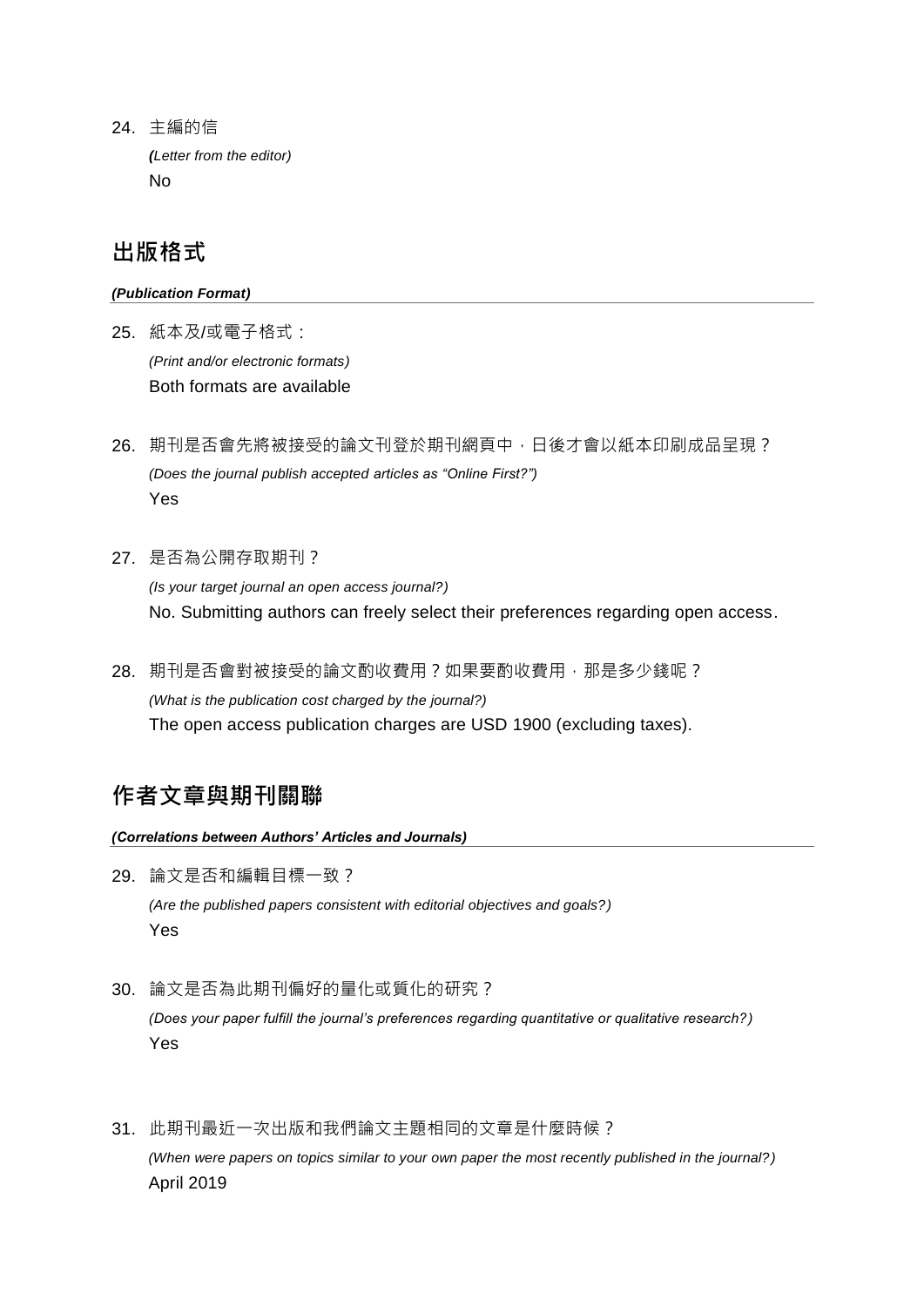24. 主編的信

    ***(****Letter from the editor)*

    No

## 出版格式

***(Publication Format)***

25. 紙本及/或電子格式：

    *(Print and/or electronic formats)*

    Both formats are available

26. 期刊是否會先將被接受的論文刊登於期刊網頁中，日後才會以紙本印刷成品呈現？

    *(Does the journal publish accepted articles as "Online First?")*

    Yes

27. 是否為公開存取期刊？

    *(Is your target journal an open access journal?)*

    No. Submitting authors can freely select their preferences regarding open access.

28. 期刊是否會對被接受的論文酌收費用？如果要酌收費用，那是多少錢呢？

    *(What is the publication cost charged by the journal?)*

    The open access publication charges are USD 1900 (excluding taxes).

## 作者文章與期刊關聯

***(Correlations between Authors' Articles and Journals)***

29. 論文是否和編輯目標一致？

    *(Are the published papers consistent with editorial objectives and goals?)*

    Yes

30. 論文是否為此期刊偏好的量化或質化的研究？

    *(Does your paper fulfill the journal's preferences regarding quantitative or qualitative research?)*

    Yes

31. 此期刊最近一次出版和我們論文主題相同的文章是什麼時候？

    *(When were papers on topics similar to your own paper the most recently published in the journal?)*

    April 2019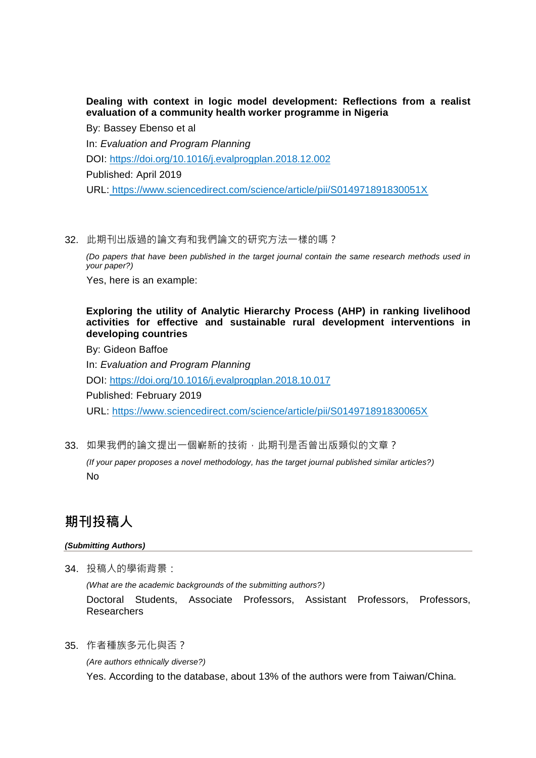**Dealing with context in logic model development: Reflections from a realist evaluation of a community health worker programme in Nigeria**

By: Bassey Ebenso et al

In: *Evaluation and Program Planning*

DOI: https://doi.org/10.1016/j.evalprogplan.2018.12.002

Published: April 2019

URL: https://www.sciencedirect.com/science/article/pii/S014971891830051X

32. 此期刊出版過的論文有和我們論文的研究方法一樣的嗎？

    *(Do papers that have been published in the target journal contain the same research methods used in your paper?)*

    Yes, here is an example:

    **Exploring the utility of Analytic Hierarchy Process (AHP) in ranking livelihood activities for effective and sustainable rural development interventions in developing countries**

    By: Gideon Baffoe

    In: *Evaluation and Program Planning*

    DOI: https://doi.org/10.1016/j.evalprogplan.2018.10.017

    Published: February 2019

    URL: https://www.sciencedirect.com/science/article/pii/S014971891830065X

33. 如果我們的論文提出一個嶄新的技術，此期刊是否曾出版類似的文章？

    *(If your paper proposes a novel methodology, has the target journal published similar articles?)*

    No

## 期刊投稿人

***(Submitting Authors)***

34. 投稿人的學術背景：

    *(What are the academic backgrounds of the submitting authors?)*

    Doctoral Students, Associate Professors, Assistant Professors, Professors, Researchers

35. 作者種族多元化與否？

    *(Are authors ethnically diverse?)*

    Yes. According to the database, about 13% of the authors were from Taiwan/China.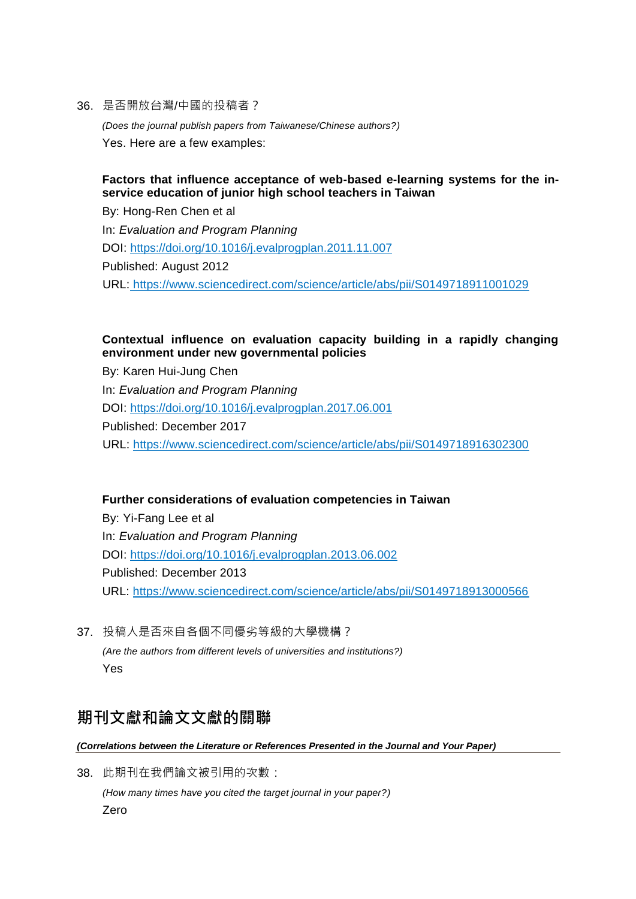36. 是否開放台灣/中國的投稿者？

    *(Does the journal publish papers from Taiwanese/Chinese authors?)*

    Yes. Here are a few examples:

    **Factors that influence acceptance of web-based e-learning systems for the in-service education of junior high school teachers in Taiwan**

    By: Hong-Ren Chen et al

    In: *Evaluation and Program Planning*

    DOI: [https://doi.org/10.1016/j.evalprogplan.2011.11.007](https://doi.org/10.1016/j.evalprogplan.2011.11.007)

    Published: August 2012

    URL: [https://www.sciencedirect.com/science/article/abs/pii/S0149718911001029](https://www.sciencedirect.com/science/article/abs/pii/S0149718911001029)

    **Contextual influence on evaluation capacity building in a rapidly changing environment under new governmental policies**

    By: Karen Hui-Jung Chen

    In: *Evaluation and Program Planning*

    DOI: [https://doi.org/10.1016/j.evalprogplan.2017.06.001](https://doi.org/10.1016/j.evalprogplan.2017.06.001)

    Published: December 2017

    URL: [https://www.sciencedirect.com/science/article/abs/pii/S0149718916302300](https://www.sciencedirect.com/science/article/abs/pii/S0149718916302300)

    **Further considerations of evaluation competencies in Taiwan**

    By: Yi-Fang Lee et al

    In: *Evaluation and Program Planning*

    DOI: [https://doi.org/10.1016/j.evalprogplan.2013.06.002](https://doi.org/10.1016/j.evalprogplan.2013.06.002)

    Published: December 2013

    URL: [https://www.sciencedirect.com/science/article/abs/pii/S0149718913000566](https://www.sciencedirect.com/science/article/abs/pii/S0149718913000566)

37. 投稿人是否來自各個不同優劣等級的大學機構？

    *(Are the authors from different levels of universities and institutions?)*

    Yes

## 期刊文獻和論文文獻的關聯

***(Correlations between the Literature or References Presented in the Journal and Your Paper)***

38. 此期刊在我們論文被引用的次數：

    *(How many times have you cited the target journal in your paper?)*

    Zero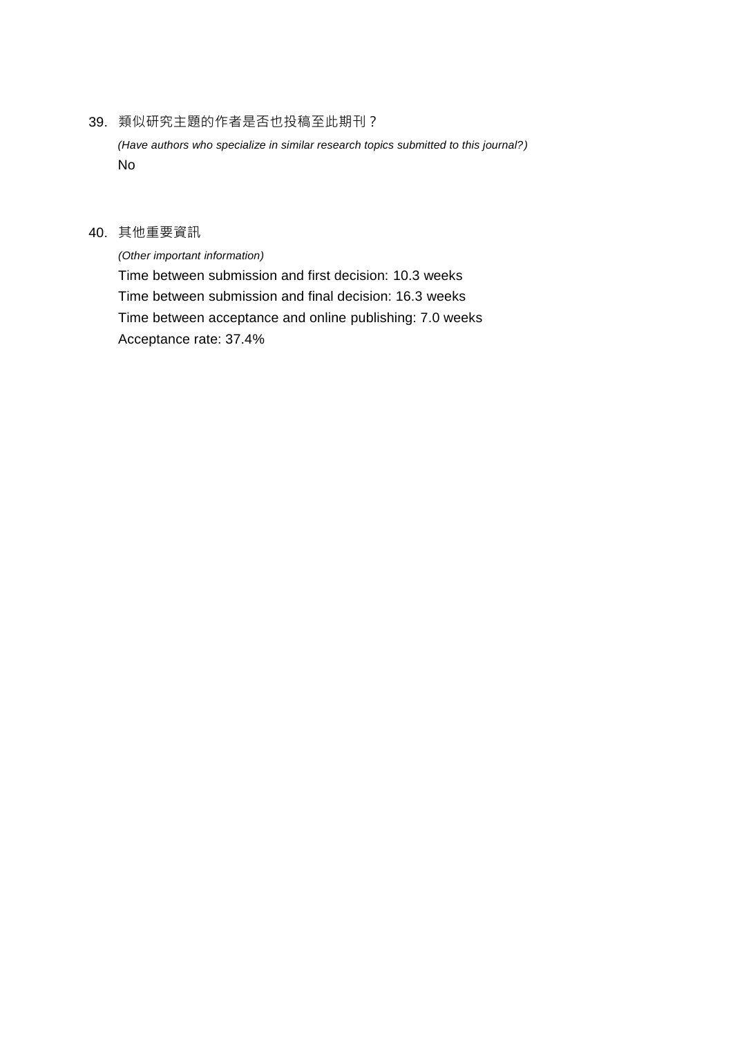39. 類似研究主題的作者是否也投稿至此期刊？

    *(Have authors who specialize in similar research topics submitted to this journal?)*

    No

40. 其他重要資訊

    *(Other important information)*

    Time between submission and first decision: 10.3 weeks
    Time between submission and final decision: 16.3 weeks
    Time between acceptance and online publishing: 7.0 weeks
    Acceptance rate: 37.4%